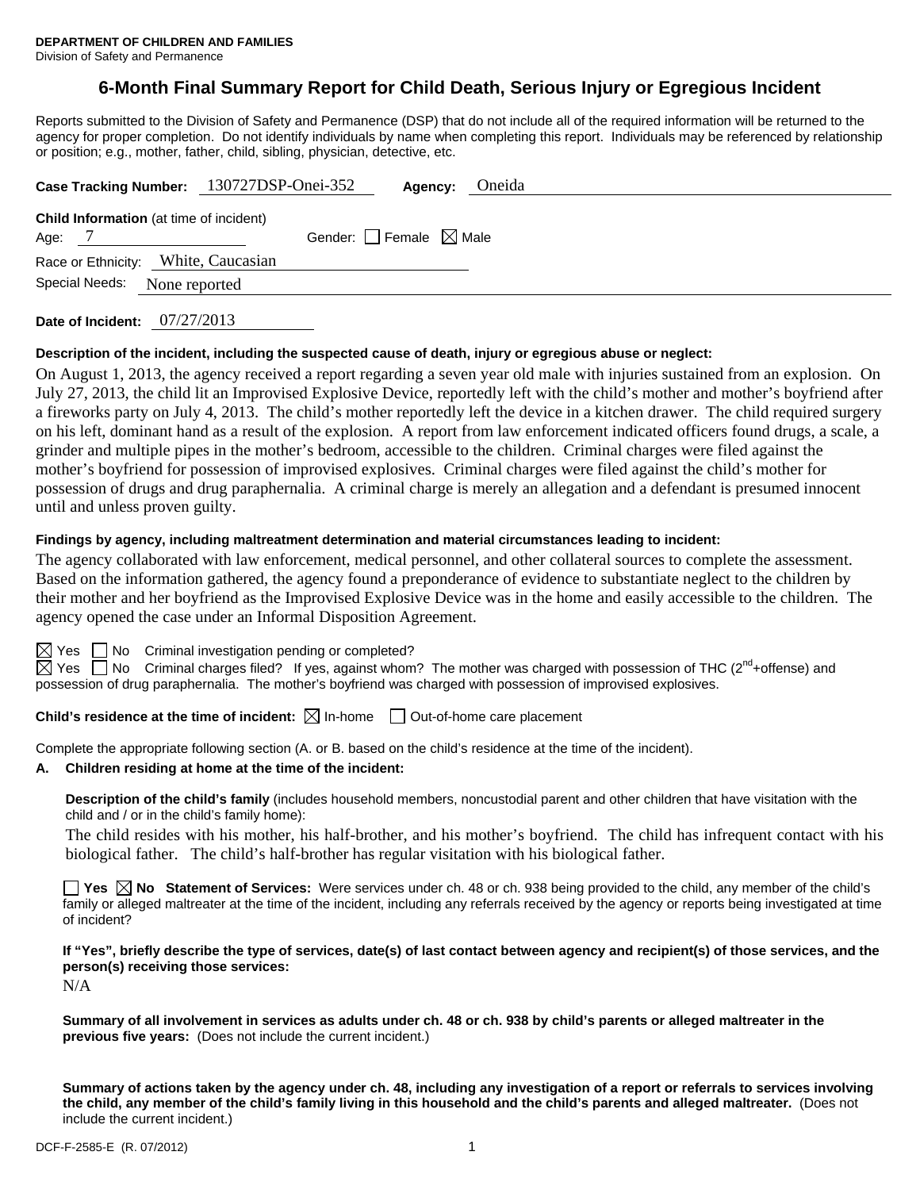**DEPARTMENT OF CHILDREN AND FAMILIES**
Division of Safety and Permanence

# 6-Month Final Summary Report for Child Death, Serious Injury or Egregious Incident

Reports submitted to the Division of Safety and Permanence (DSP) that do not include all of the required information will be returned to the agency for proper completion. Do not identify individuals by name when completing this report. Individuals may be referenced by relationship or position; e.g., mother, father, child, sibling, physician, detective, etc.

**Case Tracking Number:** 130727DSP-Onei-352 **Agency:** Oneida

**Child Information** (at time of incident)
Age: 7 Gender: ☐ Female ☒ Male
Race or Ethnicity: White, Caucasian
Special Needs: None reported

**Date of Incident:** 07/27/2013

**Description of the incident, including the suspected cause of death, injury or egregious abuse or neglect:**

On August 1, 2013, the agency received a report regarding a seven year old male with injuries sustained from an explosion. On July 27, 2013, the child lit an Improvised Explosive Device, reportedly left with the child's mother and mother's boyfriend after a fireworks party on July 4, 2013. The child's mother reportedly left the device in a kitchen drawer. The child required surgery on his left, dominant hand as a result of the explosion. A report from law enforcement indicated officers found drugs, a scale, a grinder and multiple pipes in the mother's bedroom, accessible to the children. Criminal charges were filed against the mother's boyfriend for possession of improvised explosives. Criminal charges were filed against the child's mother for possession of drugs and drug paraphernalia. A criminal charge is merely an allegation and a defendant is presumed innocent until and unless proven guilty.

**Findings by agency, including maltreatment determination and material circumstances leading to incident:**

The agency collaborated with law enforcement, medical personnel, and other collateral sources to complete the assessment. Based on the information gathered, the agency found a preponderance of evidence to substantiate neglect to the children by their mother and her boyfriend as the Improvised Explosive Device was in the home and easily accessible to the children. The agency opened the case under an Informal Disposition Agreement.

☒ Yes ☐ No Criminal investigation pending or completed?
☒ Yes ☐ No Criminal charges filed? If yes, against whom? The mother was charged with possession of THC (2nd+offense) and possession of drug paraphernalia. The mother's boyfriend was charged with possession of improvised explosives.

**Child's residence at the time of incident:** ☒ In-home ☐ Out-of-home care placement

Complete the appropriate following section (A. or B. based on the child's residence at the time of the incident).

**A. Children residing at home at the time of the incident:**

**Description of the child's family** (includes household members, noncustodial parent and other children that have visitation with the child and / or in the child's family home):

The child resides with his mother, his half-brother, and his mother's boyfriend. The child has infrequent contact with his biological father. The child's half-brother has regular visitation with his biological father.

☐ **Yes** ☒ **No Statement of Services:** Were services under ch. 48 or ch. 938 being provided to the child, any member of the child's family or alleged maltreater at the time of the incident, including any referrals received by the agency or reports being investigated at time of incident?

**If "Yes", briefly describe the type of services, date(s) of last contact between agency and recipient(s) of those services, and the person(s) receiving those services:**

N/A

**Summary of all involvement in services as adults under ch. 48 or ch. 938 by child's parents or alleged maltreater in the previous five years:** (Does not include the current incident.)

**Summary of actions taken by the agency under ch. 48, including any investigation of a report or referrals to services involving the child, any member of the child's family living in this household and the child's parents and alleged maltreater.** (Does not include the current incident.)

DCF-F-2585-E (R. 07/2012)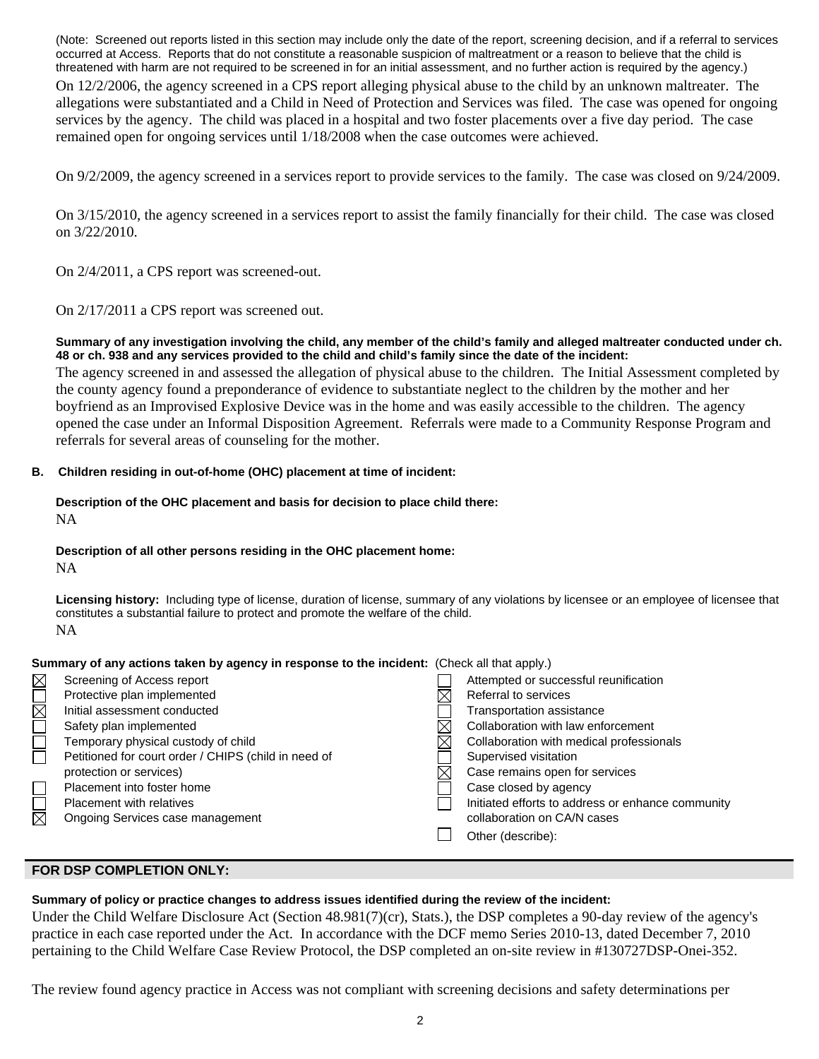(Note: Screened out reports listed in this section may include only the date of the report, screening decision, and if a referral to services occurred at Access. Reports that do not constitute a reasonable suspicion of maltreatment or a reason to believe that the child is threatened with harm are not required to be screened in for an initial assessment, and no further action is required by the agency.)

On 12/2/2006, the agency screened in a CPS report alleging physical abuse to the child by an unknown maltreater. The allegations were substantiated and a Child in Need of Protection and Services was filed. The case was opened for ongoing services by the agency. The child was placed in a hospital and two foster placements over a five day period. The case remained open for ongoing services until 1/18/2008 when the case outcomes were achieved.

On 9/2/2009, the agency screened in a services report to provide services to the family. The case was closed on 9/24/2009.

On 3/15/2010, the agency screened in a services report to assist the family financially for their child. The case was closed on 3/22/2010.

On 2/4/2011, a CPS report was screened-out.

On 2/17/2011 a CPS report was screened out.

**Summary of any investigation involving the child, any member of the child's family and alleged maltreater conducted under ch. 48 or ch. 938 and any services provided to the child and child's family since the date of the incident:**

The agency screened in and assessed the allegation of physical abuse to the children. The Initial Assessment completed by the county agency found a preponderance of evidence to substantiate neglect to the children by the mother and her boyfriend as an Improvised Explosive Device was in the home and was easily accessible to the children. The agency opened the case under an Informal Disposition Agreement. Referrals were made to a Community Response Program and referrals for several areas of counseling for the mother.

**B. Children residing in out-of-home (OHC) placement at time of incident:**

**Description of the OHC placement and basis for decision to place child there:**

NA

**Description of all other persons residing in the OHC placement home:**

NA

**Licensing history:** Including type of license, duration of license, summary of any violations by licensee or an employee of licensee that constitutes a substantial failure to protect and promote the welfare of the child.

NA

**Summary of any actions taken by agency in response to the incident:** (Check all that apply.)

- [x] Screening of Access report
- [ ] Protective plan implemented
- [x] Initial assessment conducted
- [ ] Safety plan implemented
- [ ] Temporary physical custody of child
- [ ] Petitioned for court order / CHIPS (child in need of protection or services)
- [ ] Placement into foster home
- [ ] Placement with relatives
- [x] Ongoing Services case management
- [ ] Attempted or successful reunification
- [x] Referral to services
- [ ] Transportation assistance
- [x] Collaboration with law enforcement
- [x] Collaboration with medical professionals
- [ ] Supervised visitation
- [x] Case remains open for services
- [ ] Case closed by agency
- [ ] Initiated efforts to address or enhance community collaboration on CA/N cases
- [ ] Other (describe):

## FOR DSP COMPLETION ONLY:

**Summary of policy or practice changes to address issues identified during the review of the incident:**

Under the Child Welfare Disclosure Act (Section 48.981(7)(cr), Stats.), the DSP completes a 90-day review of the agency's practice in each case reported under the Act. In accordance with the DCF memo Series 2010-13, dated December 7, 2010 pertaining to the Child Welfare Case Review Protocol, the DSP completed an on-site review in #130727DSP-Onei-352.

The review found agency practice in Access was not compliant with screening decisions and safety determinations per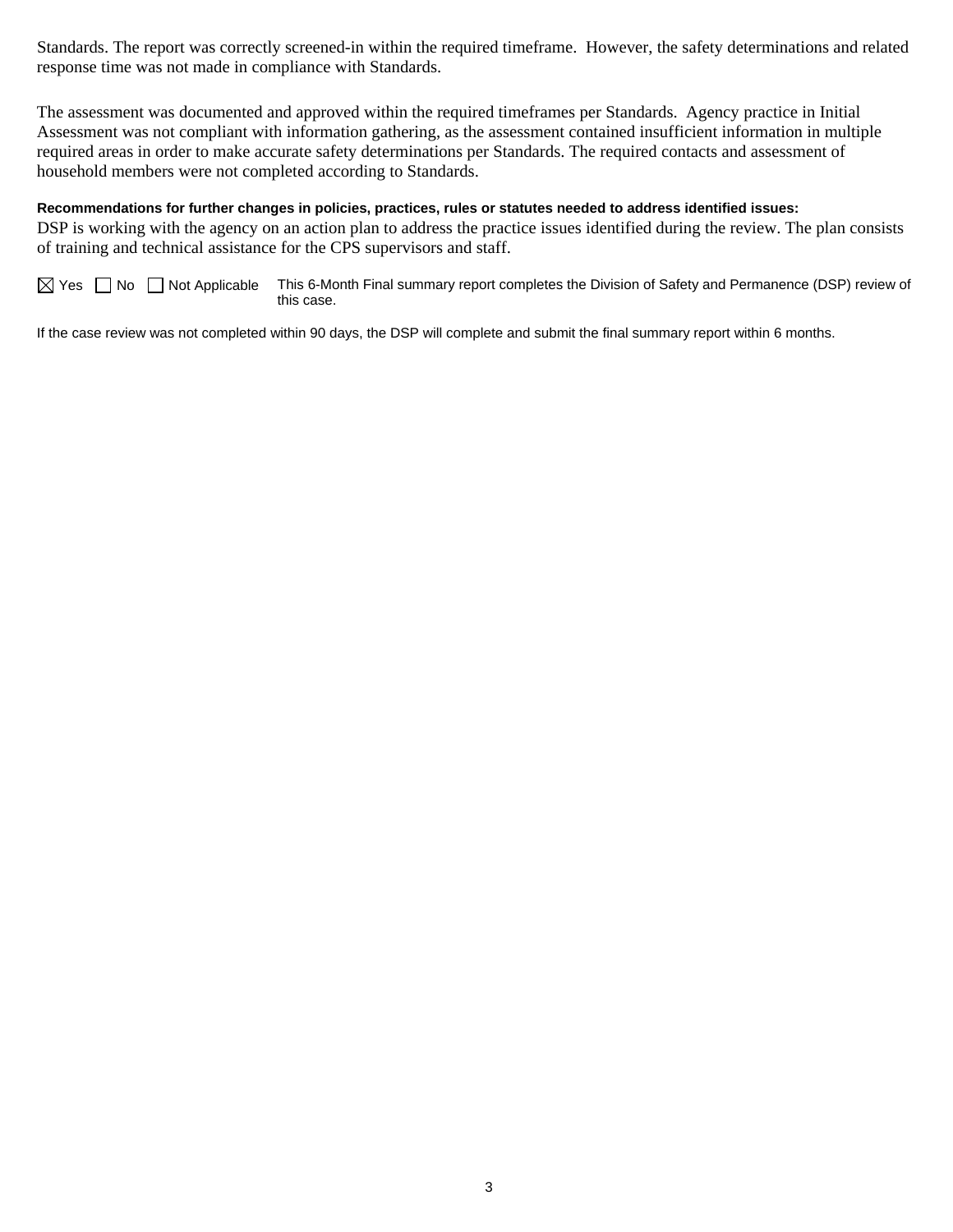Standards. The report was correctly screened-in within the required timeframe. However, the safety determinations and related response time was not made in compliance with Standards.

The assessment was documented and approved within the required timeframes per Standards. Agency practice in Initial Assessment was not compliant with information gathering, as the assessment contained insufficient information in multiple required areas in order to make accurate safety determinations per Standards. The required contacts and assessment of household members were not completed according to Standards.

**Recommendations for further changes in policies, practices, rules or statutes needed to address identified issues:**

DSP is working with the agency on an action plan to address the practice issues identified during the review. The plan consists of training and technical assistance for the CPS supervisors and staff.

☒ Yes ☐ No ☐ Not Applicable This 6-Month Final summary report completes the Division of Safety and Permanence (DSP) review of this case.

If the case review was not completed within 90 days, the DSP will complete and submit the final summary report within 6 months.